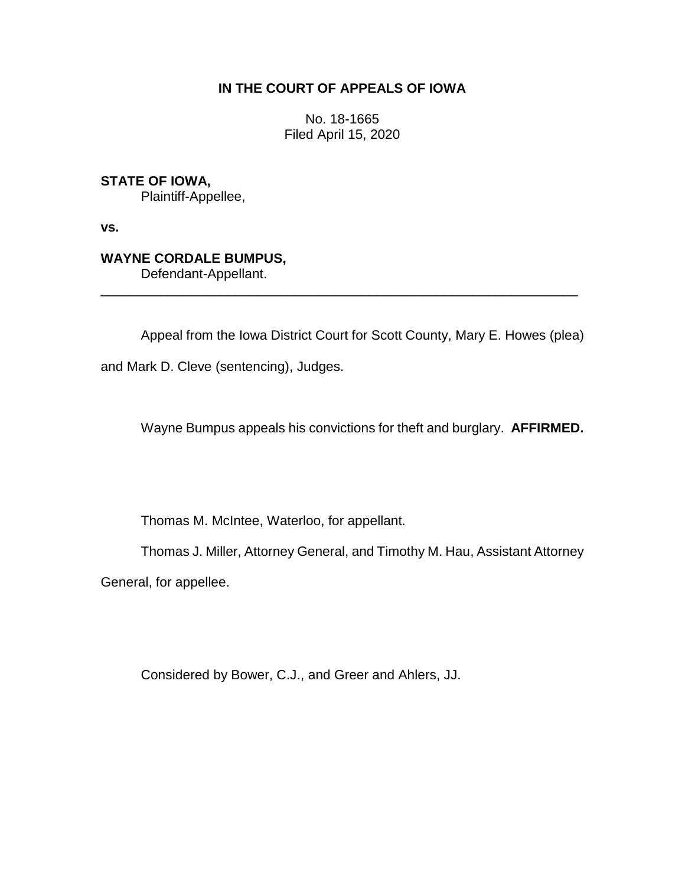# IN THE COURT OF APPEALS OF IOWA

No. 18-1665
Filed April 15, 2020

**STATE OF IOWA,**
Plaintiff-Appellee,

**vs.**

**WAYNE CORDALE BUMPUS,**
Defendant-Appellant.

---

Appeal from the Iowa District Court for Scott County, Mary E. Howes (plea) and Mark D. Cleve (sentencing), Judges.

Wayne Bumpus appeals his convictions for theft and burglary. **AFFIRMED.**

Thomas M. McIntee, Waterloo, for appellant.

Thomas J. Miller, Attorney General, and Timothy M. Hau, Assistant Attorney General, for appellee.

Considered by Bower, C.J., and Greer and Ahlers, JJ.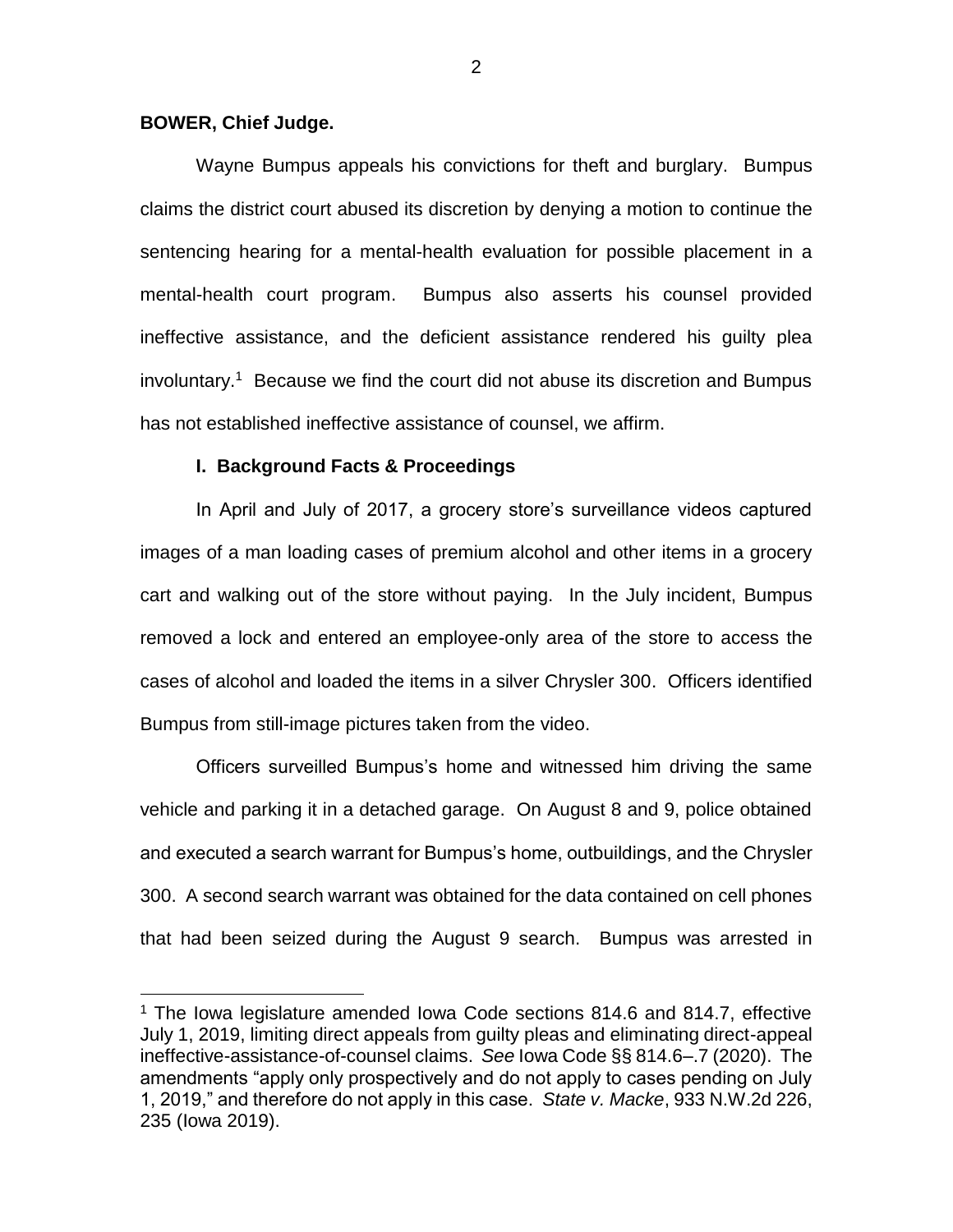**BOWER, Chief Judge.**

Wayne Bumpus appeals his convictions for theft and burglary. Bumpus claims the district court abused its discretion by denying a motion to continue the sentencing hearing for a mental-health evaluation for possible placement in a mental-health court program. Bumpus also asserts his counsel provided ineffective assistance, and the deficient assistance rendered his guilty plea involuntary.[1] Because we find the court did not abuse its discretion and Bumpus has not established ineffective assistance of counsel, we affirm.

## I. Background Facts & Proceedings

In April and July of 2017, a grocery store's surveillance videos captured images of a man loading cases of premium alcohol and other items in a grocery cart and walking out of the store without paying. In the July incident, Bumpus removed a lock and entered an employee-only area of the store to access the cases of alcohol and loaded the items in a silver Chrysler 300. Officers identified Bumpus from still-image pictures taken from the video.

Officers surveilled Bumpus's home and witnessed him driving the same vehicle and parking it in a detached garage. On August 8 and 9, police obtained and executed a search warrant for Bumpus's home, outbuildings, and the Chrysler 300. A second search warrant was obtained for the data contained on cell phones that had been seized during the August 9 search. Bumpus was arrested in

[1] The Iowa legislature amended Iowa Code sections 814.6 and 814.7, effective July 1, 2019, limiting direct appeals from guilty pleas and eliminating direct-appeal ineffective-assistance-of-counsel claims. *See* Iowa Code §§ 814.6–.7 (2020). The amendments "apply only prospectively and do not apply to cases pending on July 1, 2019," and therefore do not apply in this case. *State v. Macke*, 933 N.W.2d 226, 235 (Iowa 2019).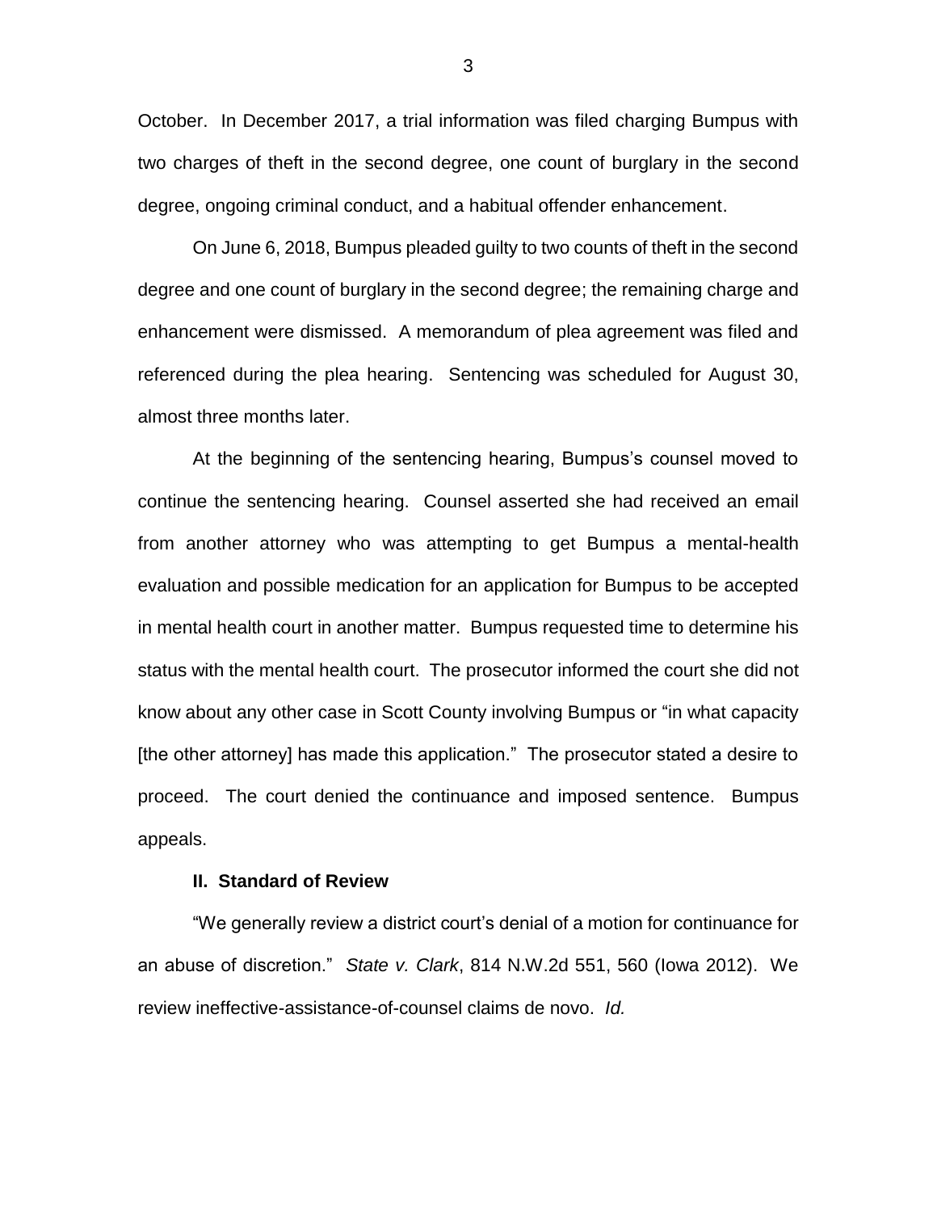October. In December 2017, a trial information was filed charging Bumpus with two charges of theft in the second degree, one count of burglary in the second degree, ongoing criminal conduct, and a habitual offender enhancement.

On June 6, 2018, Bumpus pleaded guilty to two counts of theft in the second degree and one count of burglary in the second degree; the remaining charge and enhancement were dismissed. A memorandum of plea agreement was filed and referenced during the plea hearing. Sentencing was scheduled for August 30, almost three months later.

At the beginning of the sentencing hearing, Bumpus's counsel moved to continue the sentencing hearing. Counsel asserted she had received an email from another attorney who was attempting to get Bumpus a mental-health evaluation and possible medication for an application for Bumpus to be accepted in mental health court in another matter. Bumpus requested time to determine his status with the mental health court. The prosecutor informed the court she did not know about any other case in Scott County involving Bumpus or "in what capacity [the other attorney] has made this application." The prosecutor stated a desire to proceed. The court denied the continuance and imposed sentence. Bumpus appeals.

## II. Standard of Review

"We generally review a district court's denial of a motion for continuance for an abuse of discretion." *State v. Clark*, 814 N.W.2d 551, 560 (Iowa 2012). We review ineffective-assistance-of-counsel claims de novo. *Id.*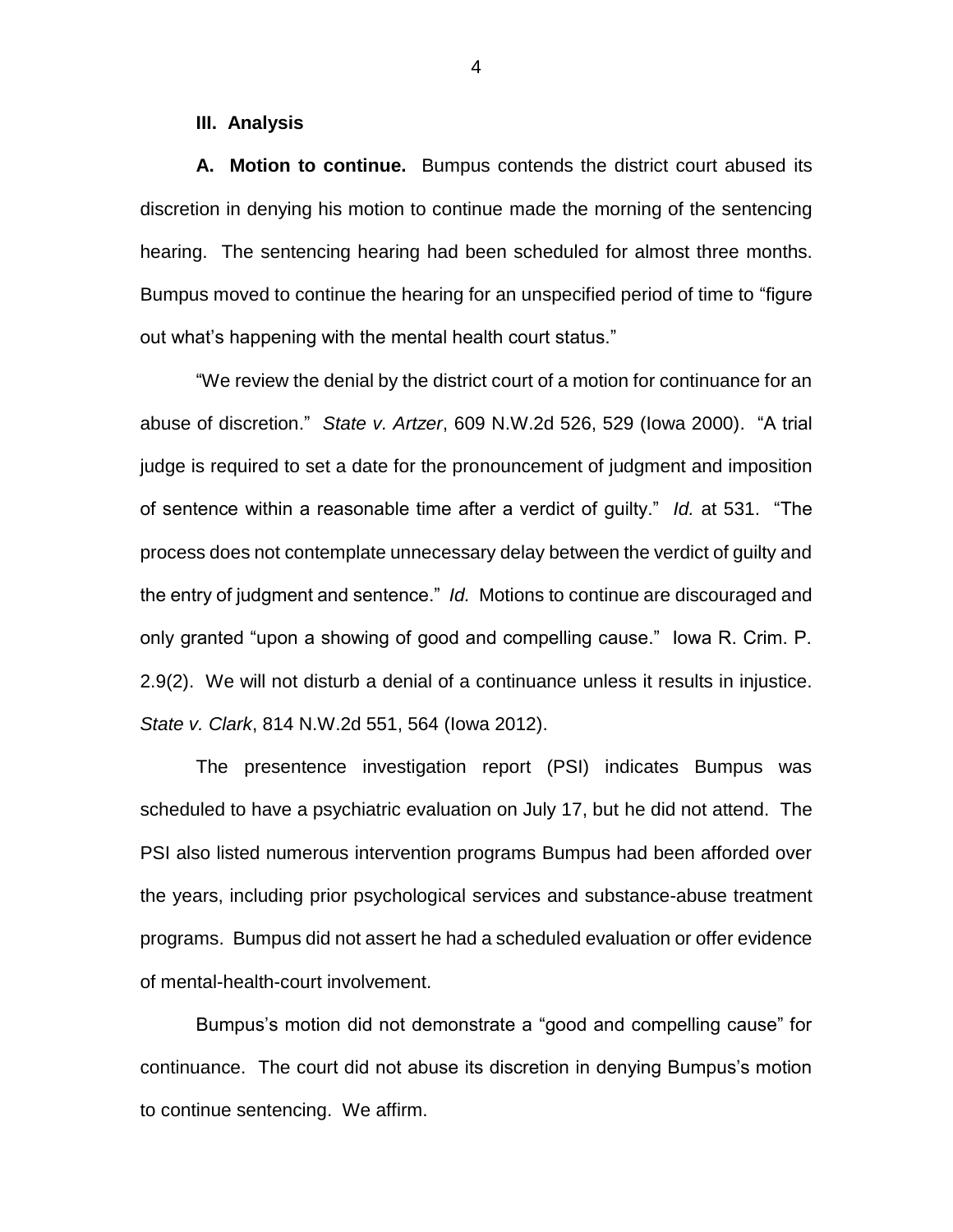### III. Analysis

**A. Motion to continue.** Bumpus contends the district court abused its discretion in denying his motion to continue made the morning of the sentencing hearing. The sentencing hearing had been scheduled for almost three months. Bumpus moved to continue the hearing for an unspecified period of time to "figure out what's happening with the mental health court status."

"We review the denial by the district court of a motion for continuance for an abuse of discretion." *State v. Artzer*, 609 N.W.2d 526, 529 (Iowa 2000). "A trial judge is required to set a date for the pronouncement of judgment and imposition of sentence within a reasonable time after a verdict of guilty." *Id.* at 531. "The process does not contemplate unnecessary delay between the verdict of guilty and the entry of judgment and sentence." *Id.* Motions to continue are discouraged and only granted "upon a showing of good and compelling cause." Iowa R. Crim. P. 2.9(2). We will not disturb a denial of a continuance unless it results in injustice. *State v. Clark*, 814 N.W.2d 551, 564 (Iowa 2012).

The presentence investigation report (PSI) indicates Bumpus was scheduled to have a psychiatric evaluation on July 17, but he did not attend. The PSI also listed numerous intervention programs Bumpus had been afforded over the years, including prior psychological services and substance-abuse treatment programs. Bumpus did not assert he had a scheduled evaluation or offer evidence of mental-health-court involvement.

Bumpus's motion did not demonstrate a "good and compelling cause" for continuance. The court did not abuse its discretion in denying Bumpus's motion to continue sentencing. We affirm.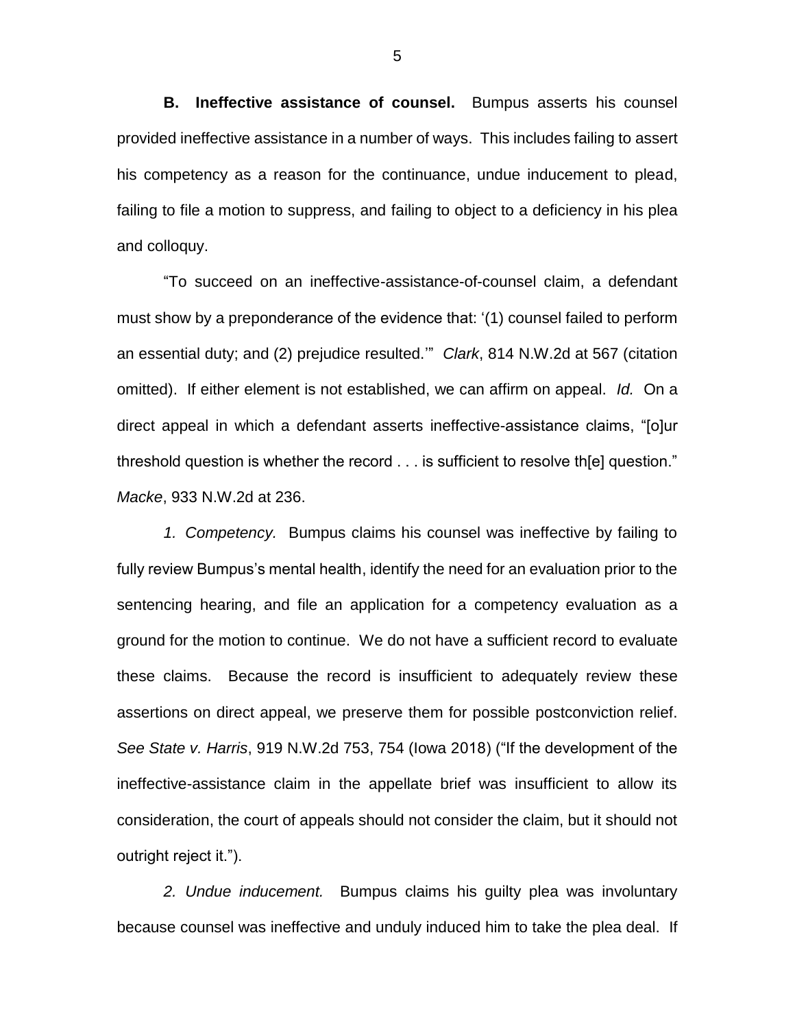**B. Ineffective assistance of counsel.** Bumpus asserts his counsel provided ineffective assistance in a number of ways. This includes failing to assert his competency as a reason for the continuance, undue inducement to plead, failing to file a motion to suppress, and failing to object to a deficiency in his plea and colloquy.

"To succeed on an ineffective-assistance-of-counsel claim, a defendant must show by a preponderance of the evidence that: '(1) counsel failed to perform an essential duty; and (2) prejudice resulted.'" *Clark*, 814 N.W.2d at 567 (citation omitted). If either element is not established, we can affirm on appeal. *Id.* On a direct appeal in which a defendant asserts ineffective-assistance claims, "[o]ur threshold question is whether the record . . . is sufficient to resolve th[e] question." *Macke*, 933 N.W.2d at 236.

*1. Competency.* Bumpus claims his counsel was ineffective by failing to fully review Bumpus's mental health, identify the need for an evaluation prior to the sentencing hearing, and file an application for a competency evaluation as a ground for the motion to continue. We do not have a sufficient record to evaluate these claims. Because the record is insufficient to adequately review these assertions on direct appeal, we preserve them for possible postconviction relief. *See State v. Harris*, 919 N.W.2d 753, 754 (Iowa 2018) ("If the development of the ineffective-assistance claim in the appellate brief was insufficient to allow its consideration, the court of appeals should not consider the claim, but it should not outright reject it.").

*2. Undue inducement.* Bumpus claims his guilty plea was involuntary because counsel was ineffective and unduly induced him to take the plea deal. If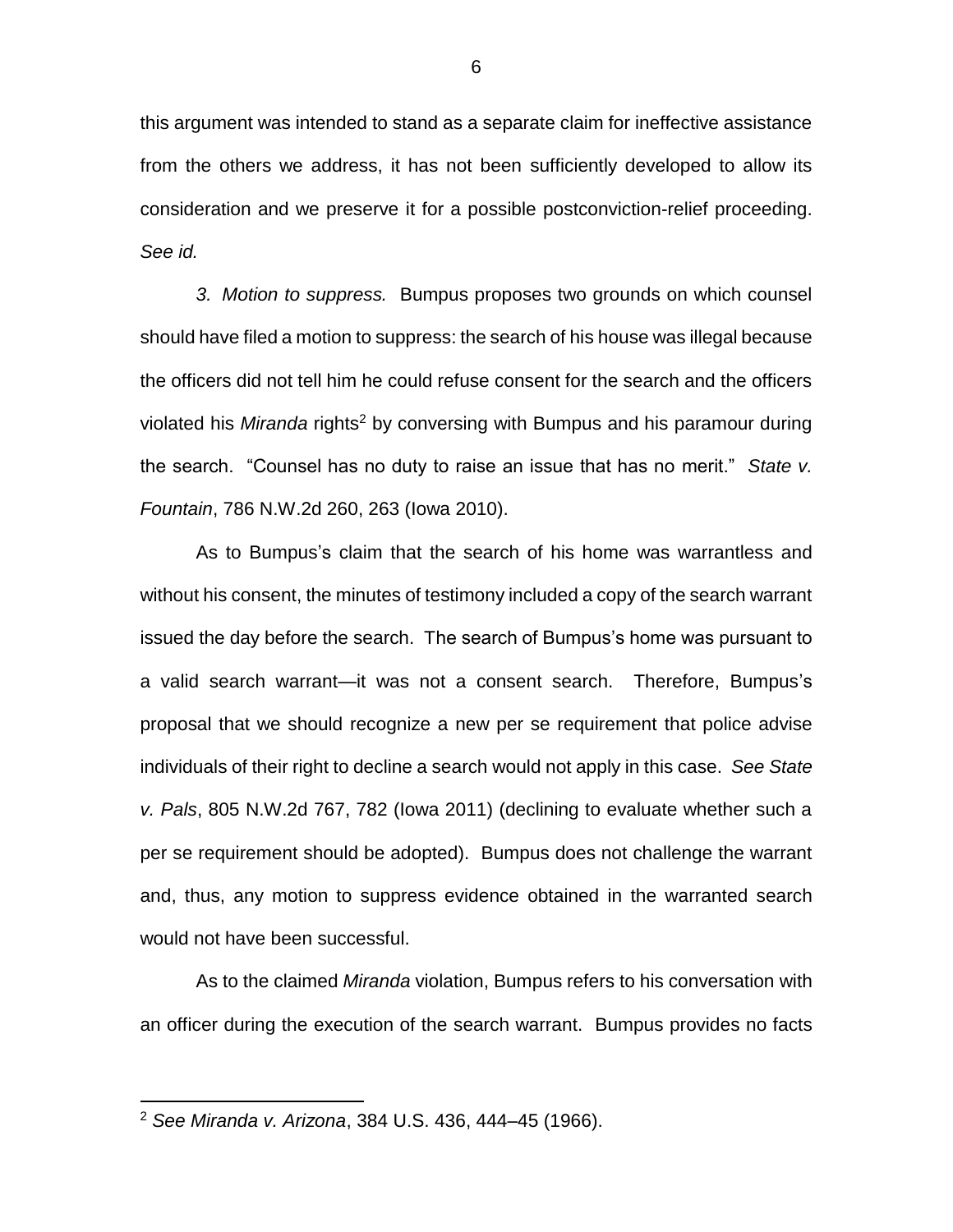this argument was intended to stand as a separate claim for ineffective assistance from the others we address, it has not been sufficiently developed to allow its consideration and we preserve it for a possible postconviction-relief proceeding. *See id.*

*3. Motion to suppress.* Bumpus proposes two grounds on which counsel should have filed a motion to suppress: the search of his house was illegal because the officers did not tell him he could refuse consent for the search and the officers violated his *Miranda* rights[2] by conversing with Bumpus and his paramour during the search. "Counsel has no duty to raise an issue that has no merit." *State v. Fountain*, 786 N.W.2d 260, 263 (Iowa 2010).

As to Bumpus's claim that the search of his home was warrantless and without his consent, the minutes of testimony included a copy of the search warrant issued the day before the search. The search of Bumpus's home was pursuant to a valid search warrant—it was not a consent search. Therefore, Bumpus's proposal that we should recognize a new per se requirement that police advise individuals of their right to decline a search would not apply in this case. *See State v. Pals*, 805 N.W.2d 767, 782 (Iowa 2011) (declining to evaluate whether such a per se requirement should be adopted). Bumpus does not challenge the warrant and, thus, any motion to suppress evidence obtained in the warranted search would not have been successful.

As to the claimed *Miranda* violation, Bumpus refers to his conversation with an officer during the execution of the search warrant. Bumpus provides no facts

---

[2] *See Miranda v. Arizona*, 384 U.S. 436, 444–45 (1966).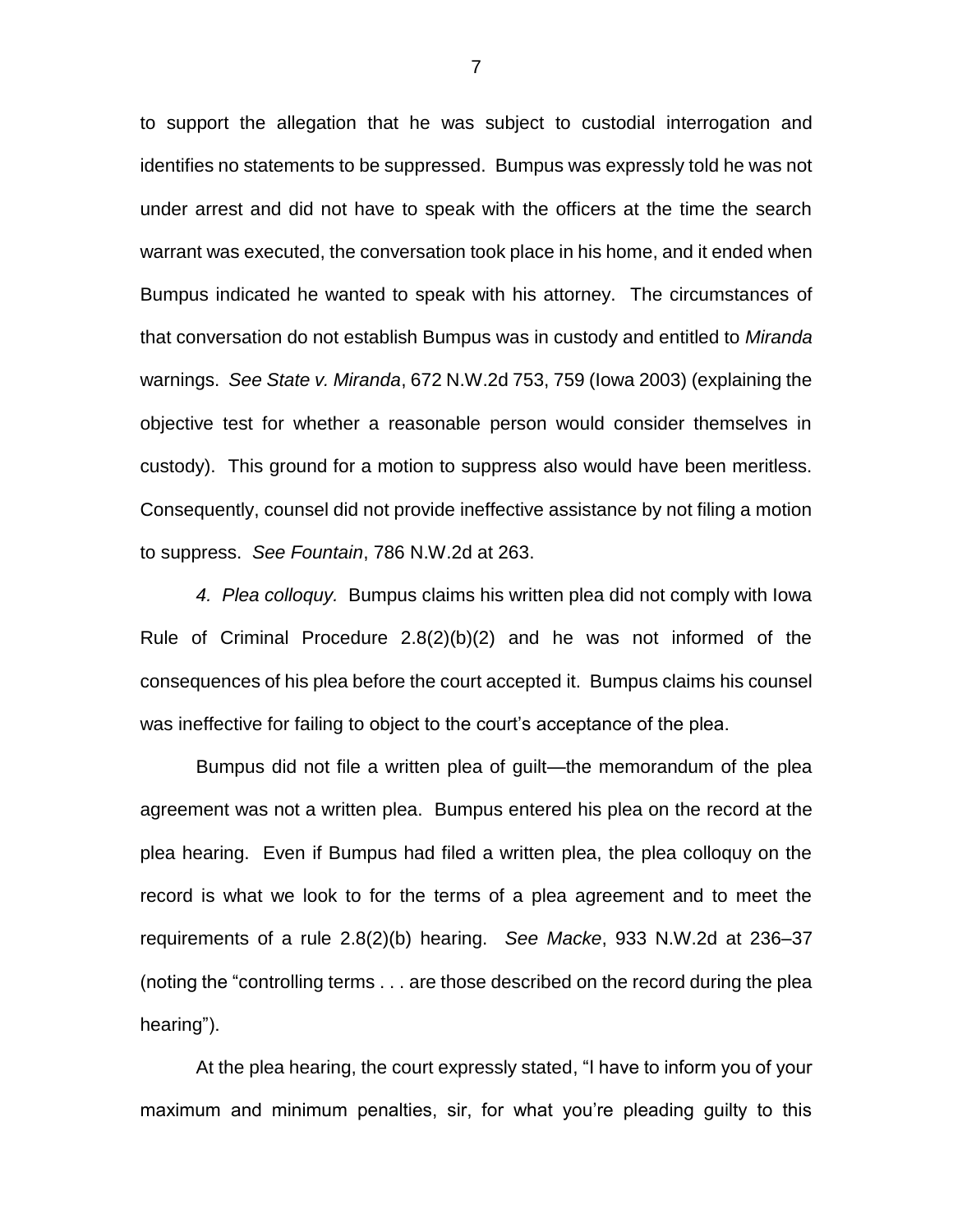to support the allegation that he was subject to custodial interrogation and identifies no statements to be suppressed. Bumpus was expressly told he was not under arrest and did not have to speak with the officers at the time the search warrant was executed, the conversation took place in his home, and it ended when Bumpus indicated he wanted to speak with his attorney. The circumstances of that conversation do not establish Bumpus was in custody and entitled to *Miranda* warnings. *See State v. Miranda*, 672 N.W.2d 753, 759 (Iowa 2003) (explaining the objective test for whether a reasonable person would consider themselves in custody). This ground for a motion to suppress also would have been meritless. Consequently, counsel did not provide ineffective assistance by not filing a motion to suppress. *See Fountain*, 786 N.W.2d at 263.

*4. Plea colloquy.* Bumpus claims his written plea did not comply with Iowa Rule of Criminal Procedure 2.8(2)(b)(2) and he was not informed of the consequences of his plea before the court accepted it. Bumpus claims his counsel was ineffective for failing to object to the court's acceptance of the plea.

Bumpus did not file a written plea of guilt—the memorandum of the plea agreement was not a written plea. Bumpus entered his plea on the record at the plea hearing. Even if Bumpus had filed a written plea, the plea colloquy on the record is what we look to for the terms of a plea agreement and to meet the requirements of a rule 2.8(2)(b) hearing. *See Macke*, 933 N.W.2d at 236–37 (noting the "controlling terms . . . are those described on the record during the plea hearing").

At the plea hearing, the court expressly stated, "I have to inform you of your maximum and minimum penalties, sir, for what you're pleading guilty to this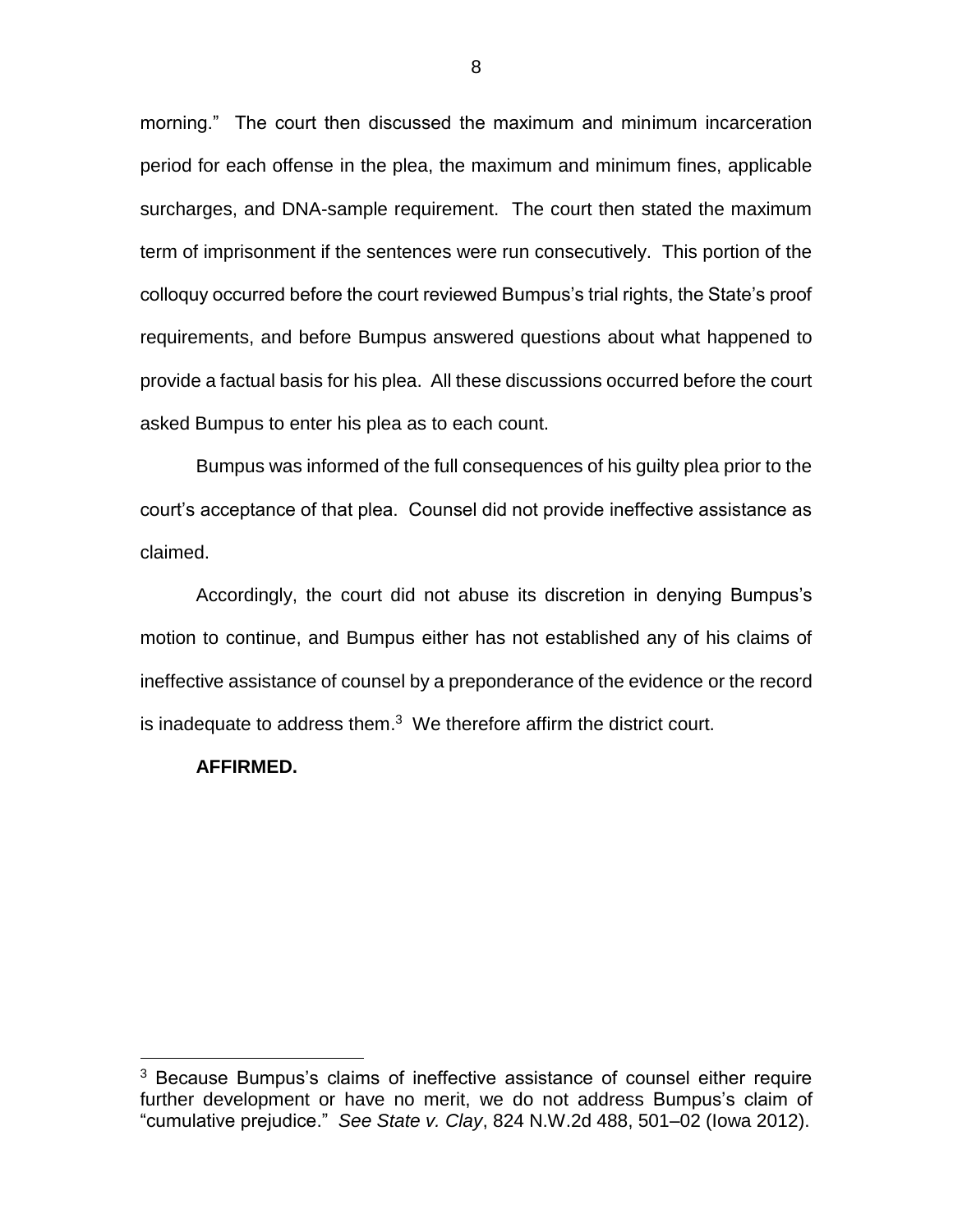morning." The court then discussed the maximum and minimum incarceration period for each offense in the plea, the maximum and minimum fines, applicable surcharges, and DNA-sample requirement. The court then stated the maximum term of imprisonment if the sentences were run consecutively. This portion of the colloquy occurred before the court reviewed Bumpus's trial rights, the State's proof requirements, and before Bumpus answered questions about what happened to provide a factual basis for his plea. All these discussions occurred before the court asked Bumpus to enter his plea as to each count.

Bumpus was informed of the full consequences of his guilty plea prior to the court's acceptance of that plea. Counsel did not provide ineffective assistance as claimed.

Accordingly, the court did not abuse its discretion in denying Bumpus's motion to continue, and Bumpus either has not established any of his claims of ineffective assistance of counsel by a preponderance of the evidence or the record is inadequate to address them.[3] We therefore affirm the district court.

**AFFIRMED.**

---

[3] Because Bumpus's claims of ineffective assistance of counsel either require further development or have no merit, we do not address Bumpus's claim of "cumulative prejudice." *See State v. Clay*, 824 N.W.2d 488, 501–02 (Iowa 2012).